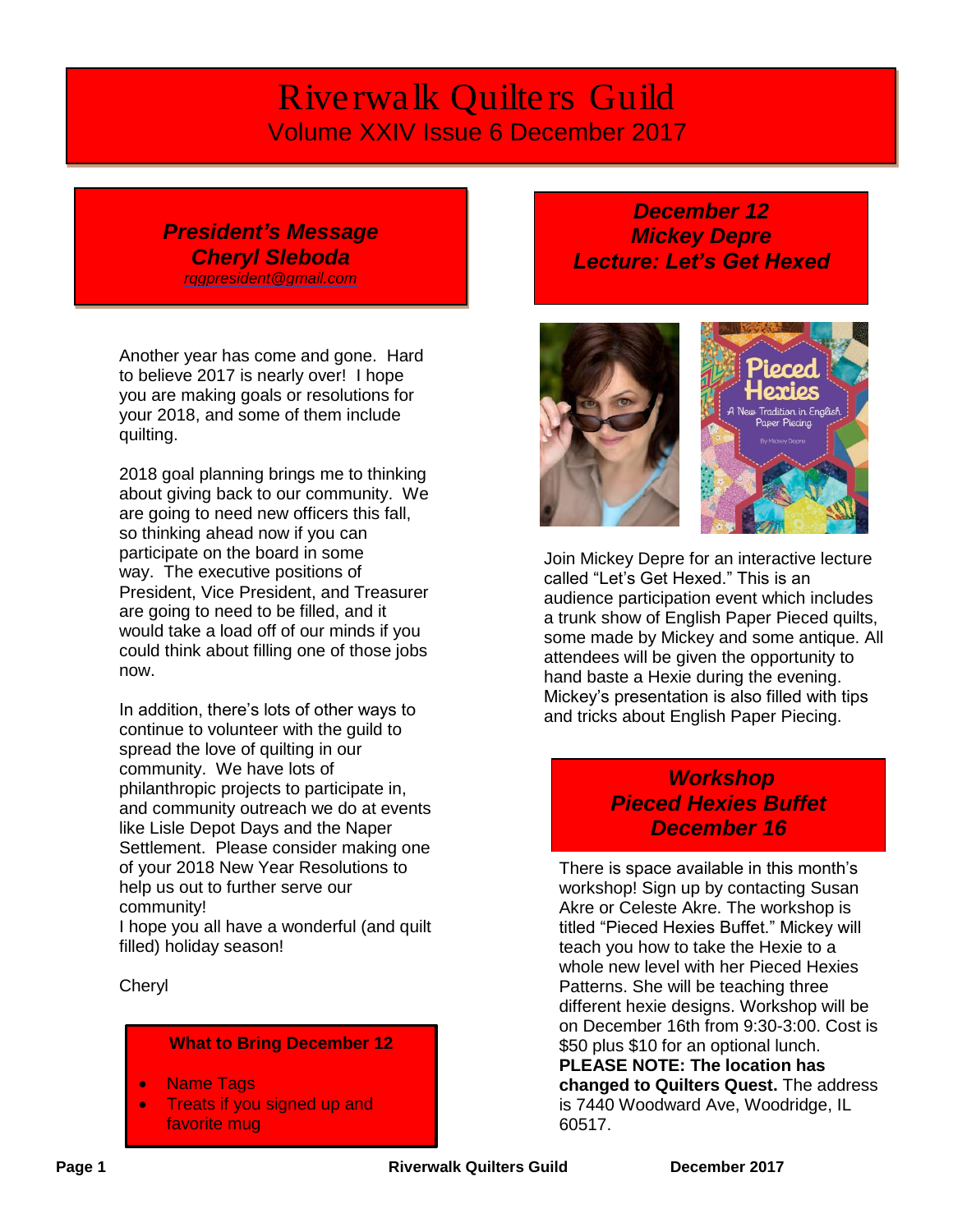# Riverwalk Quilters Guild

Volume XXIV Issue 6 December 2017

## *President's Message*
## *Cheryl Sleboda*

*rqgpresident@gmail.com*

Another year has come and gone. Hard to believe 2017 is nearly over! I hope you are making goals or resolutions for your 2018, and some of them include quilting.

2018 goal planning brings me to thinking about giving back to our community. We are going to need new officers this fall, so thinking ahead now if you can participate on the board in some way. The executive positions of President, Vice President, and Treasurer are going to need to be filled, and it would take a load off of our minds if you could think about filling one of those jobs now.

In addition, there's lots of other ways to continue to volunteer with the guild to spread the love of quilting in our community. We have lots of philanthropic projects to participate in, and community outreach we do at events like Lisle Depot Days and the Naper Settlement. Please consider making one of your 2018 New Year Resolutions to help us out to further serve our community!

I hope you all have a wonderful (and quilt filled) holiday season!

Cheryl

### What to Bring December 12

- Name Tags
- Treats if you signed up and favorite mug

## *December 12*
## *Mickey Depre*
## *Lecture: Let's Get Hexed*

Join Mickey Depre for an interactive lecture called "Let's Get Hexed." This is an audience participation event which includes a trunk show of English Paper Pieced quilts, some made by Mickey and some antique. All attendees will be given the opportunity to hand baste a Hexie during the evening. Mickey's presentation is also filled with tips and tricks about English Paper Piecing.

## *Workshop*
## *Pieced Hexies Buffet*
## *December 16*

There is space available in this month's workshop! Sign up by contacting Susan Akre or Celeste Akre. The workshop is titled "Pieced Hexies Buffet." Mickey will teach you how to take the Hexie to a whole new level with her Pieced Hexies Patterns. She will be teaching three different hexie designs. Workshop will be on December 16th from 9:30-3:00. Cost is $50 plus $10 for an optional lunch. **PLEASE NOTE: The location has changed to Quilters Quest.** The address is 7440 Woodward Ave, Woodridge, IL 60517.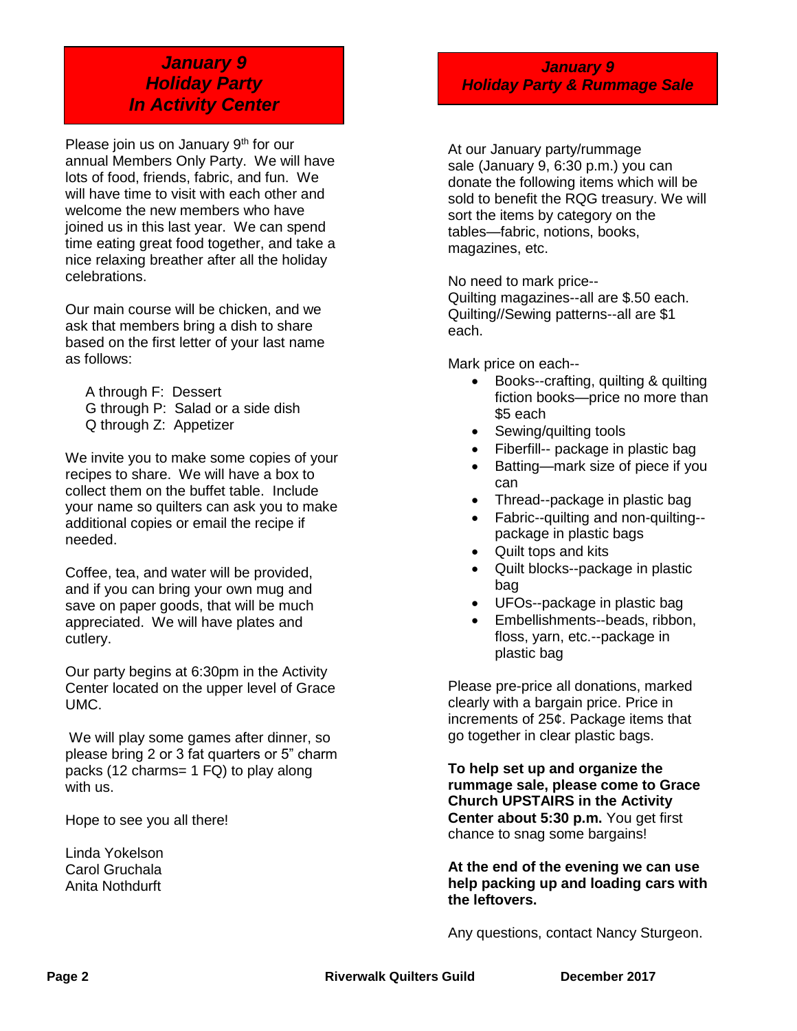## *January 9*
## *Holiday Party*
## *In Activity Center*

Please join us on January 9th for our annual Members Only Party. We will have lots of food, friends, fabric, and fun. We will have time to visit with each other and welcome the new members who have joined us in this last year. We can spend time eating great food together, and take a nice relaxing breather after all the holiday celebrations.

Our main course will be chicken, and we ask that members bring a dish to share based on the first letter of your last name as follows:

A through F: Dessert
G through P: Salad or a side dish
Q through Z: Appetizer

We invite you to make some copies of your recipes to share. We will have a box to collect them on the buffet table. Include your name so quilters can ask you to make additional copies or email the recipe if needed.

Coffee, tea, and water will be provided, and if you can bring your own mug and save on paper goods, that will be much appreciated. We will have plates and cutlery.

Our party begins at 6:30pm in the Activity Center located on the upper level of Grace UMC.

We will play some games after dinner, so please bring 2 or 3 fat quarters or 5" charm packs (12 charms= 1 FQ) to play along with us.

Hope to see you all there!

Linda Yokelson
Carol Gruchala
Anita Nothdurft

## *January 9*
## *Holiday Party & Rummage Sale*

At our January party/rummage sale (January 9, 6:30 p.m.) you can donate the following items which will be sold to benefit the RQG treasury. We will sort the items by category on the tables—fabric, notions, books, magazines, etc.

No need to mark price--
Quilting magazines--all are $.50 each.
Quilting//Sewing patterns--all are $1 each.

Mark price on each--

- Books--crafting, quilting & quilting fiction books—price no more than $5 each
- Sewing/quilting tools
- Fiberfill-- package in plastic bag
- Batting—mark size of piece if you can
- Thread--package in plastic bag
- Fabric--quilting and non-quilting--package in plastic bags
- Quilt tops and kits
- Quilt blocks--package in plastic bag
- UFOs--package in plastic bag
- Embellishments--beads, ribbon, floss, yarn, etc.--package in plastic bag

Please pre-price all donations, marked clearly with a bargain price. Price in increments of 25¢. Package items that go together in clear plastic bags.

**To help set up and organize the rummage sale, please come to Grace Church UPSTAIRS in the Activity Center about 5:30 p.m.** You get first chance to snag some bargains!

**At the end of the evening we can use help packing up and loading cars with the leftovers.**

Any questions, contact Nancy Sturgeon.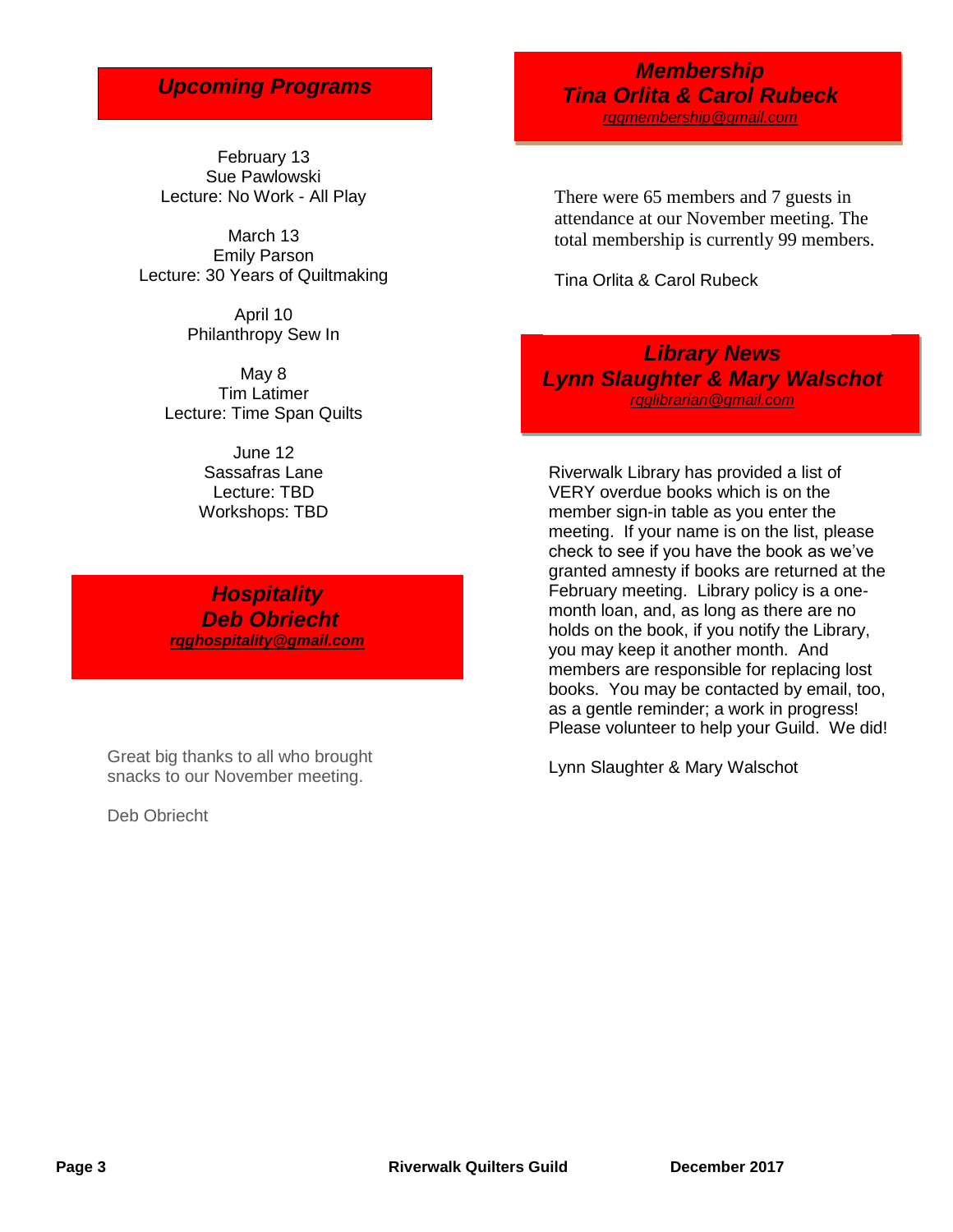## *Upcoming Programs*

February 13
Sue Pawlowski
Lecture: No Work - All Play

March 13
Emily Parson
Lecture: 30 Years of Quiltmaking

April 10
Philanthropy Sew In

May 8
Tim Latimer
Lecture: Time Span Quilts

June 12
Sassafras Lane
Lecture: TBD
Workshops: TBD

## *Hospitality*
## *Deb Obriecht*

***rgghospitality@gmail.com***

Great big thanks to all who brought snacks to our November meeting.

Deb Obriecht

## *Membership*
## *Tina Orlita & Carol Rubeck*

*rggmembership@gmail.com*

There were 65 members and 7 guests in attendance at our November meeting. The total membership is currently 99 members.

Tina Orlita & Carol Rubeck

## *Library News*
## *Lynn Slaughter & Mary Walschot*

*rgglibrarian@gmail.com*

Riverwalk Library has provided a list of VERY overdue books which is on the member sign-in table as you enter the meeting. If your name is on the list, please check to see if you have the book as we've granted amnesty if books are returned at the February meeting. Library policy is a one-month loan, and, as long as there are no holds on the book, if you notify the Library, you may keep it another month. And members are responsible for replacing lost books. You may be contacted by email, too, as a gentle reminder; a work in progress! Please volunteer to help your Guild. We did!

Lynn Slaughter & Mary Walschot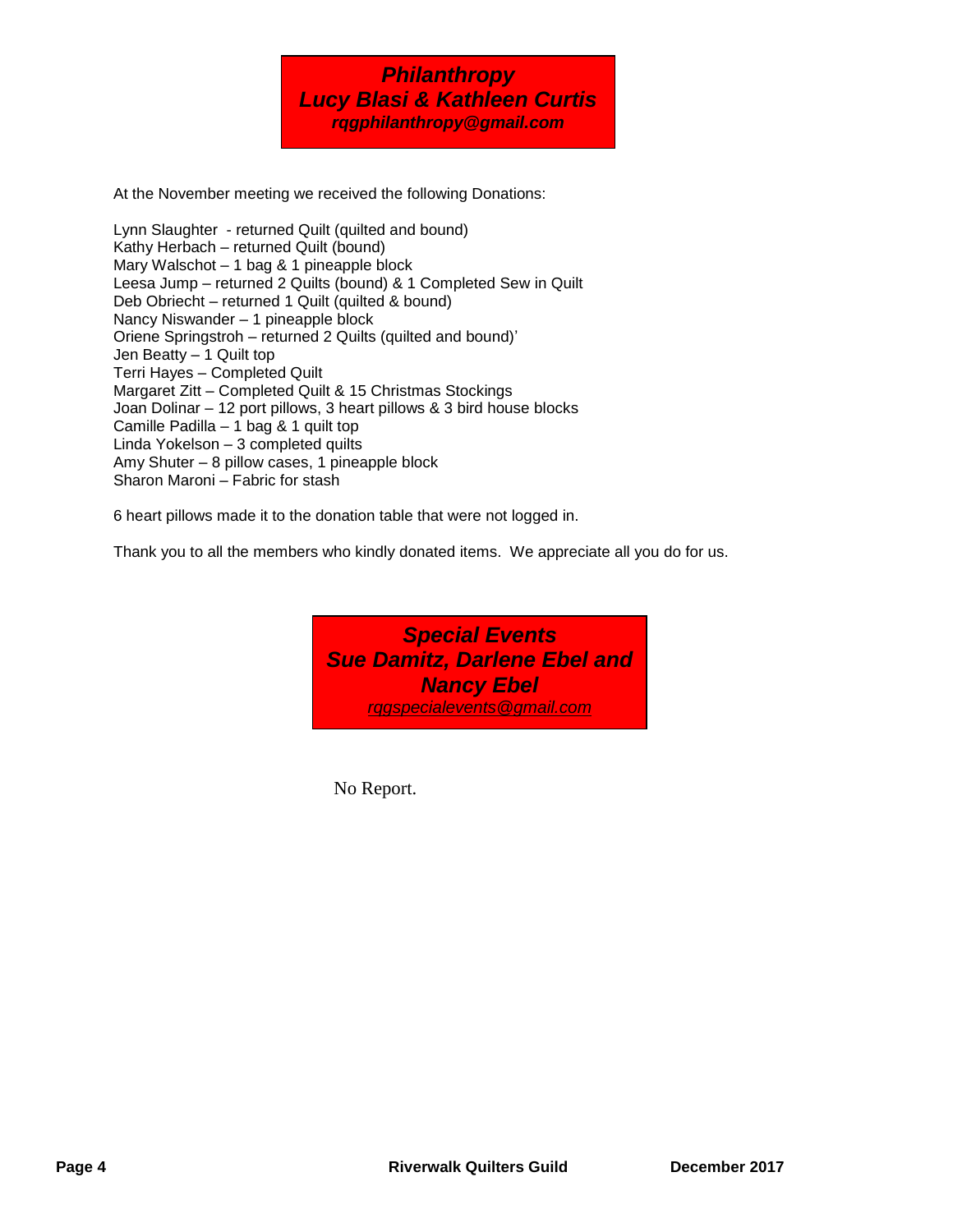## *Philanthropy*
## *Lucy Blasi & Kathleen Curtis*
***rqgphilanthropy@gmail.com***

At the November meeting we received the following Donations:

Lynn Slaughter - returned Quilt (quilted and bound)
Kathy Herbach – returned Quilt (bound)
Mary Walschot – 1 bag & 1 pineapple block
Leesa Jump – returned 2 Quilts (bound) & 1 Completed Sew in Quilt
Deb Obriecht – returned 1 Quilt (quilted & bound)
Nancy Niswander – 1 pineapple block
Oriene Springstroh – returned 2 Quilts (quilted and bound)'
Jen Beatty – 1 Quilt top
Terri Hayes – Completed Quilt
Margaret Zitt – Completed Quilt & 15 Christmas Stockings
Joan Dolinar – 12 port pillows, 3 heart pillows & 3 bird house blocks
Camille Padilla – 1 bag & 1 quilt top
Linda Yokelson – 3 completed quilts
Amy Shuter – 8 pillow cases, 1 pineapple block
Sharon Maroni – Fabric for stash

6 heart pillows made it to the donation table that were not logged in.

Thank you to all the members who kindly donated items. We appreciate all you do for us.

## *Special Events*
## *Sue Damitz, Darlene Ebel and Nancy Ebel*
*rqgspecialevents@gmail.com*

No Report.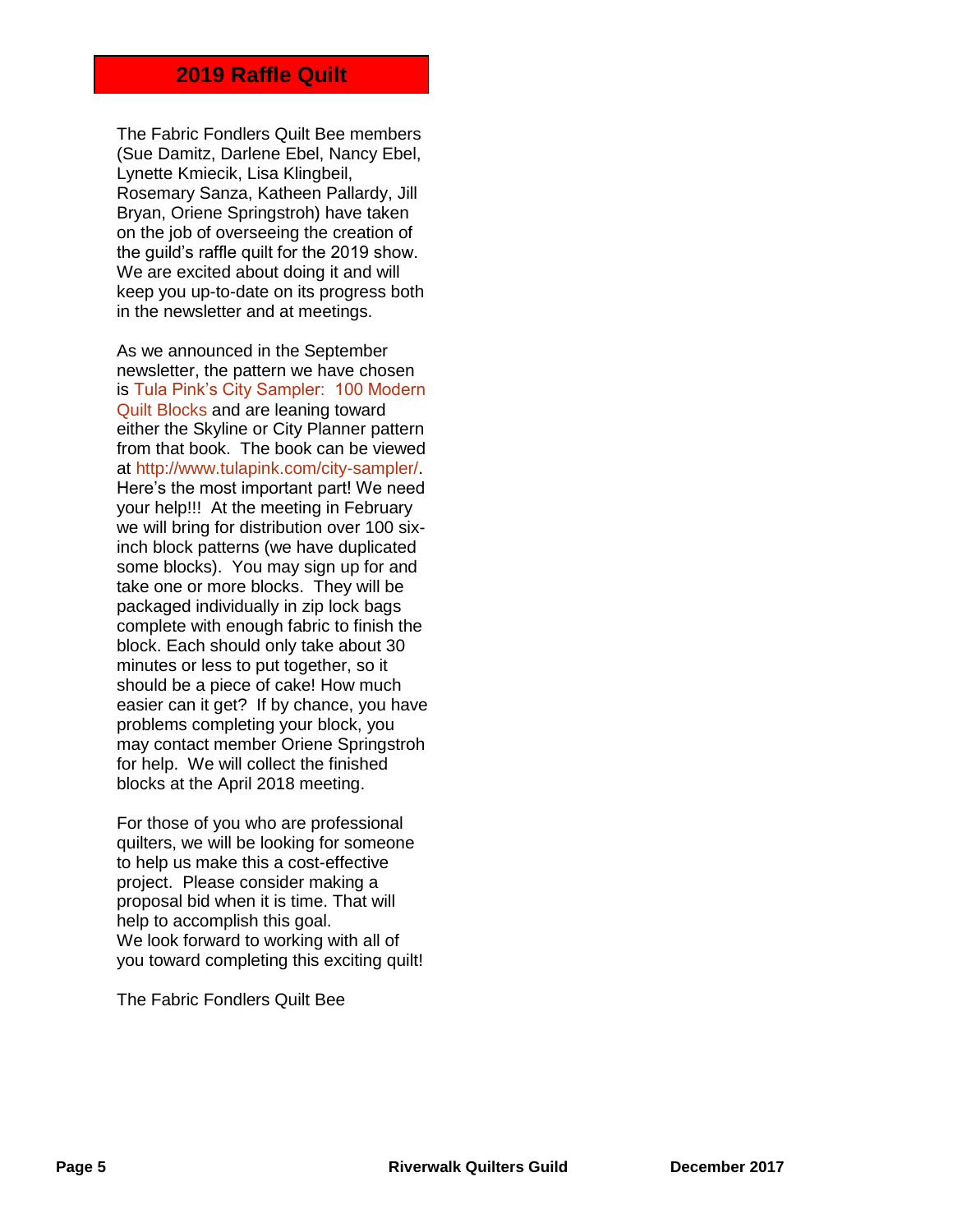## 2019 Raffle Quilt

The Fabric Fondlers Quilt Bee members (Sue Damitz, Darlene Ebel, Nancy Ebel, Lynette Kmiecik, Lisa Klingbeil, Rosemary Sanza, Katheen Pallardy, Jill Bryan, Oriene Springstroh) have taken on the job of overseeing the creation of the guild's raffle quilt for the 2019 show. We are excited about doing it and will keep you up-to-date on its progress both in the newsletter and at meetings.

As we announced in the September newsletter, the pattern we have chosen is Tula Pink's City Sampler: 100 Modern Quilt Blocks and are leaning toward either the Skyline or City Planner pattern from that book. The book can be viewed at http://www.tulapink.com/city-sampler/. Here's the most important part! We need your help!!! At the meeting in February we will bring for distribution over 100 six-inch block patterns (we have duplicated some blocks). You may sign up for and take one or more blocks. They will be packaged individually in zip lock bags complete with enough fabric to finish the block. Each should only take about 30 minutes or less to put together, so it should be a piece of cake! How much easier can it get? If by chance, you have problems completing your block, you may contact member Oriene Springstroh for help. We will collect the finished blocks at the April 2018 meeting.

For those of you who are professional quilters, we will be looking for someone to help us make this a cost-effective project. Please consider making a proposal bid when it is time. That will help to accomplish this goal.
We look forward to working with all of you toward completing this exciting quilt!

The Fabric Fondlers Quilt Bee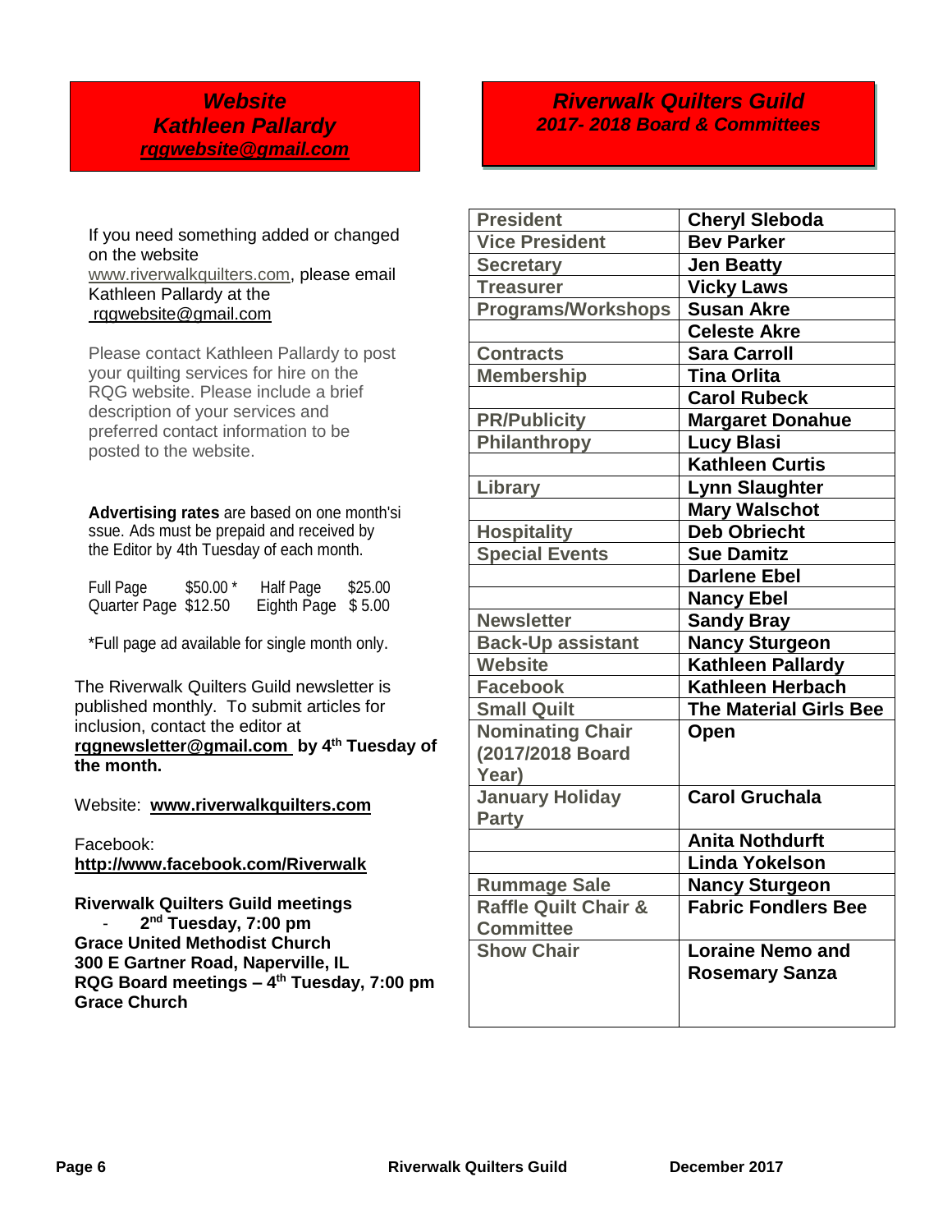## *Website*
## *Kathleen Pallardy*
***rqgwebsite@gmail.com***

If you need something added or changed on the website www.riverwalkquilters.com, please email Kathleen Pallardy at the rqgwebsite@gmail.com

Please contact Kathleen Pallardy to post your quilting services for hire on the RQG website. Please include a brief description of your services and preferred contact information to be posted to the website.

**Advertising rates** are based on one month'si ssue. Ads must be prepaid and received by the Editor by 4th Tuesday of each month.

| | | | |
|---|---|---|---|
| Full Page | $50.00 * | Half Page | $25.00 |
| Quarter Page | $12.50 | Eighth Page | $ 5.00 |

*Full page ad available for single month only.

The Riverwalk Quilters Guild newsletter is published monthly. To submit articles for inclusion, contact the editor at **rqgnewsletter@gmail.com by 4th Tuesday of the month.**

Website: **www.riverwalkquilters.com**

Facebook: **http://www.facebook.com/Riverwalk**

**Riverwalk Quilters Guild meetings**
- **2nd Tuesday, 7:00 pm**

**Grace United Methodist Church**
**300 E Gartner Road, Naperville, IL**
**RQG Board meetings – 4th Tuesday, 7:00 pm**
**Grace Church**

## *Riverwalk Quilters Guild*
### *2017- 2018 Board & Committees*

| | |
|---|---|
| President | Cheryl Sleboda |
| Vice President | Bev Parker |
| Secretary | Jen Beatty |
| Treasurer | Vicky Laws |
| Programs/Workshops | Susan Akre |
| | Celeste Akre |
| Contracts | Sara Carroll |
| Membership | Tina Orlita |
| | Carol Rubeck |
| PR/Publicity | Margaret Donahue |
| Philanthropy | Lucy Blasi |
| | Kathleen Curtis |
| Library | Lynn Slaughter |
| | Mary Walschot |
| Hospitality | Deb Obriecht |
| Special Events | Sue Damitz |
| | Darlene Ebel |
| | Nancy Ebel |
| Newsletter | Sandy Bray |
| Back-Up assistant | Nancy Sturgeon |
| Website | Kathleen Pallardy |
| Facebook | Kathleen Herbach |
| Small Quilt | The Material Girls Bee |
| Nominating Chair (2017/2018 Board Year) | Open |
| January Holiday Party | Carol Gruchala |
| | Anita Nothdurft |
| | Linda Yokelson |
| Rummage Sale | Nancy Sturgeon |
| Raffle Quilt Chair & Committee | Fabric Fondlers Bee |
| Show Chair | Loraine Nemo and Rosemary Sanza |